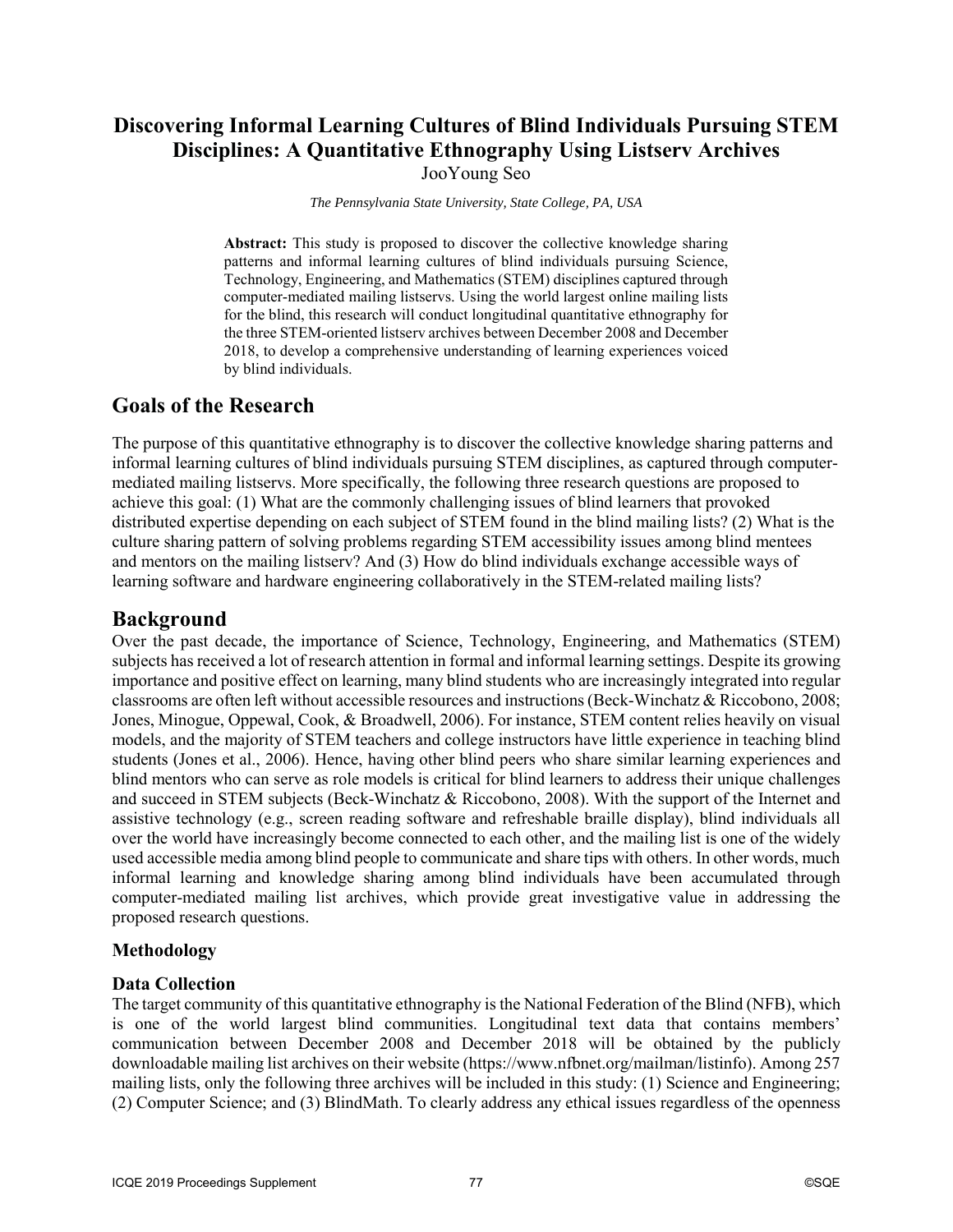# Discovering Informal Learning Cultures of Blind Individuals Pursuing STEM Disciplines: A Quantitative Ethnography Using Listserv Archives

JooYoung Seo

*The Pennsylvania State University, State College, PA, USA*

**Abstract:** This study is proposed to discover the collective knowledge sharing patterns and informal learning cultures of blind individuals pursuing Science, Technology, Engineering, and Mathematics (STEM) disciplines captured through computer-mediated mailing listservs. Using the world largest online mailing lists for the blind, this research will conduct longitudinal quantitative ethnography for the three STEM-oriented listserv archives between December 2008 and December 2018, to develop a comprehensive understanding of learning experiences voiced by blind individuals.

## Goals of the Research

The purpose of this quantitative ethnography is to discover the collective knowledge sharing patterns and informal learning cultures of blind individuals pursuing STEM disciplines, as captured through computer-mediated mailing listservs. More specifically, the following three research questions are proposed to achieve this goal: (1) What are the commonly challenging issues of blind learners that provoked distributed expertise depending on each subject of STEM found in the blind mailing lists? (2) What is the culture sharing pattern of solving problems regarding STEM accessibility issues among blind mentees and mentors on the mailing listserv? And (3) How do blind individuals exchange accessible ways of learning software and hardware engineering collaboratively in the STEM-related mailing lists?

## Background

Over the past decade, the importance of Science, Technology, Engineering, and Mathematics (STEM) subjects has received a lot of research attention in formal and informal learning settings. Despite its growing importance and positive effect on learning, many blind students who are increasingly integrated into regular classrooms are often left without accessible resources and instructions (Beck-Winchatz & Riccobono, 2008; Jones, Minogue, Oppewal, Cook, & Broadwell, 2006). For instance, STEM content relies heavily on visual models, and the majority of STEM teachers and college instructors have little experience in teaching blind students (Jones et al., 2006). Hence, having other blind peers who share similar learning experiences and blind mentors who can serve as role models is critical for blind learners to address their unique challenges and succeed in STEM subjects (Beck-Winchatz & Riccobono, 2008). With the support of the Internet and assistive technology (e.g., screen reading software and refreshable braille display), blind individuals all over the world have increasingly become connected to each other, and the mailing list is one of the widely used accessible media among blind people to communicate and share tips with others. In other words, much informal learning and knowledge sharing among blind individuals have been accumulated through computer-mediated mailing list archives, which provide great investigative value in addressing the proposed research questions.

### Methodology

### Data Collection

The target community of this quantitative ethnography is the National Federation of the Blind (NFB), which is one of the world largest blind communities. Longitudinal text data that contains members' communication between December 2008 and December 2018 will be obtained by the publicly downloadable mailing list archives on their website (https://www.nfbnet.org/mailman/listinfo). Among 257 mailing lists, only the following three archives will be included in this study: (1) Science and Engineering; (2) Computer Science; and (3) BlindMath. To clearly address any ethical issues regardless of the openness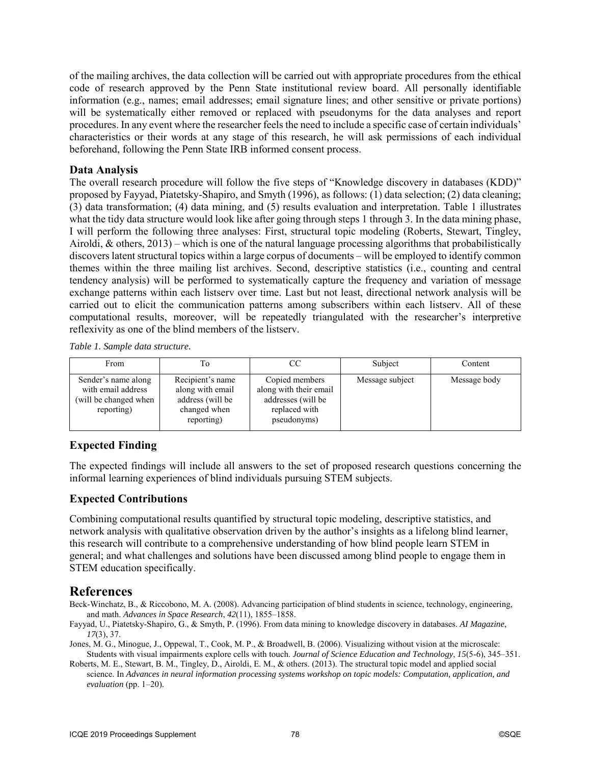of the mailing archives, the data collection will be carried out with appropriate procedures from the ethical code of research approved by the Penn State institutional review board. All personally identifiable information (e.g., names; email addresses; email signature lines; and other sensitive or private portions) will be systematically either removed or replaced with pseudonyms for the data analyses and report procedures. In any event where the researcher feels the need to include a specific case of certain individuals' characteristics or their words at any stage of this research, he will ask permissions of each individual beforehand, following the Penn State IRB informed consent process.

### Data Analysis

The overall research procedure will follow the five steps of "Knowledge discovery in databases (KDD)" proposed by Fayyad, Piatetsky-Shapiro, and Smyth (1996), as follows: (1) data selection; (2) data cleaning; (3) data transformation; (4) data mining, and (5) results evaluation and interpretation. Table 1 illustrates what the tidy data structure would look like after going through steps 1 through 3. In the data mining phase, I will perform the following three analyses: First, structural topic modeling (Roberts, Stewart, Tingley, Airoldi, & others, 2013) – which is one of the natural language processing algorithms that probabilistically discovers latent structural topics within a large corpus of documents – will be employed to identify common themes within the three mailing list archives. Second, descriptive statistics (i.e., counting and central tendency analysis) will be performed to systematically capture the frequency and variation of message exchange patterns within each listserv over time. Last but not least, directional network analysis will be carried out to elicit the communication patterns among subscribers within each listserv. All of these computational results, moreover, will be repeatedly triangulated with the researcher's interpretive reflexivity as one of the blind members of the listserv.

*Table 1. Sample data structure.*

| From | To | CC | Subject | Content |
|---|---|---|---|---|
| Sender's name along with email address (will be changed when reporting) | Recipient's name along with email address (will be changed when reporting) | Copied members along with their email addresses (will be replaced with pseudonyms) | Message subject | Message body |

### Expected Finding

The expected findings will include all answers to the set of proposed research questions concerning the informal learning experiences of blind individuals pursuing STEM subjects.

### Expected Contributions

Combining computational results quantified by structural topic modeling, descriptive statistics, and network analysis with qualitative observation driven by the author's insights as a lifelong blind learner, this research will contribute to a comprehensive understanding of how blind people learn STEM in general; and what challenges and solutions have been discussed among blind people to engage them in STEM education specifically.

## References

Beck-Winchatz, B., & Riccobono, M. A. (2008). Advancing participation of blind students in science, technology, engineering, and math. *Advances in Space Research*, *42*(11), 1855–1858.

Fayyad, U., Piatetsky-Shapiro, G., & Smyth, P. (1996). From data mining to knowledge discovery in databases. *AI Magazine*, *17*(3), 37.

Jones, M. G., Minogue, J., Oppewal, T., Cook, M. P., & Broadwell, B. (2006). Visualizing without vision at the microscale: Students with visual impairments explore cells with touch. *Journal of Science Education and Technology*, *15*(5-6), 345–351.

Roberts, M. E., Stewart, B. M., Tingley, D., Airoldi, E. M., & others. (2013). The structural topic model and applied social science. In *Advances in neural information processing systems workshop on topic models: Computation, application, and evaluation* (pp. 1–20).